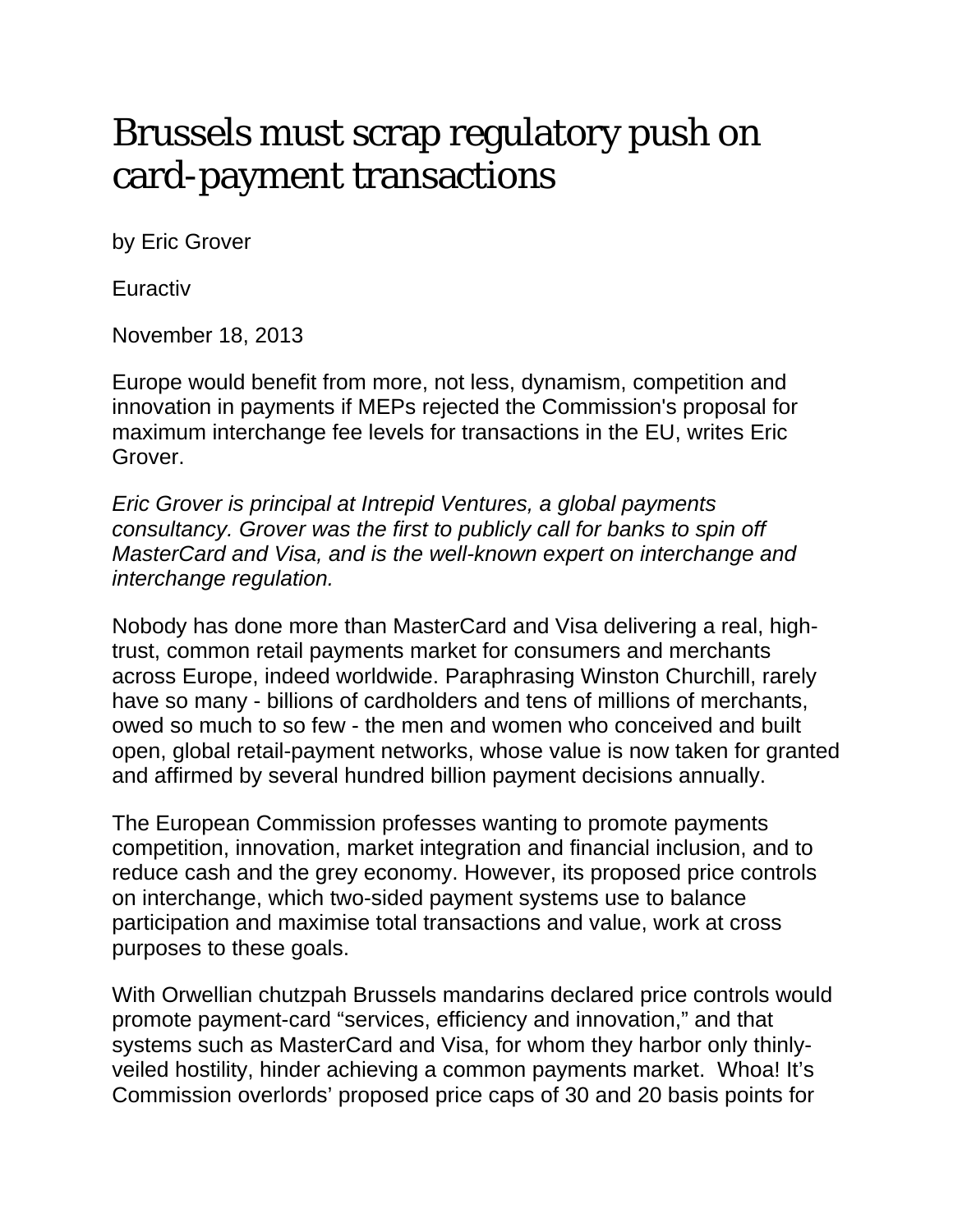# Brussels must scrap regulatory push on card-payment transactions

by Eric Grover

Euractiv

November 18, 2013

Europe would benefit from more, not less, dynamism, competition and innovation in payments if MEPs rejected the Commission's proposal for maximum interchange fee levels for transactions in the EU, writes Eric Grover.

*Eric Grover is principal at Intrepid Ventures, a global payments consultancy. Grover was the first to publicly call for banks to spin off MasterCard and Visa, and is the well-known expert on interchange and interchange regulation.*

Nobody has done more than MasterCard and Visa delivering a real, high-trust, common retail payments market for consumers and merchants across Europe, indeed worldwide. Paraphrasing Winston Churchill, rarely have so many - billions of cardholders and tens of millions of merchants, owed so much to so few - the men and women who conceived and built open, global retail-payment networks, whose value is now taken for granted and affirmed by several hundred billion payment decisions annually.

The European Commission professes wanting to promote payments competition, innovation, market integration and financial inclusion, and to reduce cash and the grey economy. However, its proposed price controls on interchange, which two-sided payment systems use to balance participation and maximise total transactions and value, work at cross purposes to these goals.

With Orwellian chutzpah Brussels mandarins declared price controls would promote payment-card "services, efficiency and innovation," and that systems such as MasterCard and Visa, for whom they harbor only thinly-veiled hostility, hinder achieving a common payments market. Whoa! It's Commission overlords' proposed price caps of 30 and 20 basis points for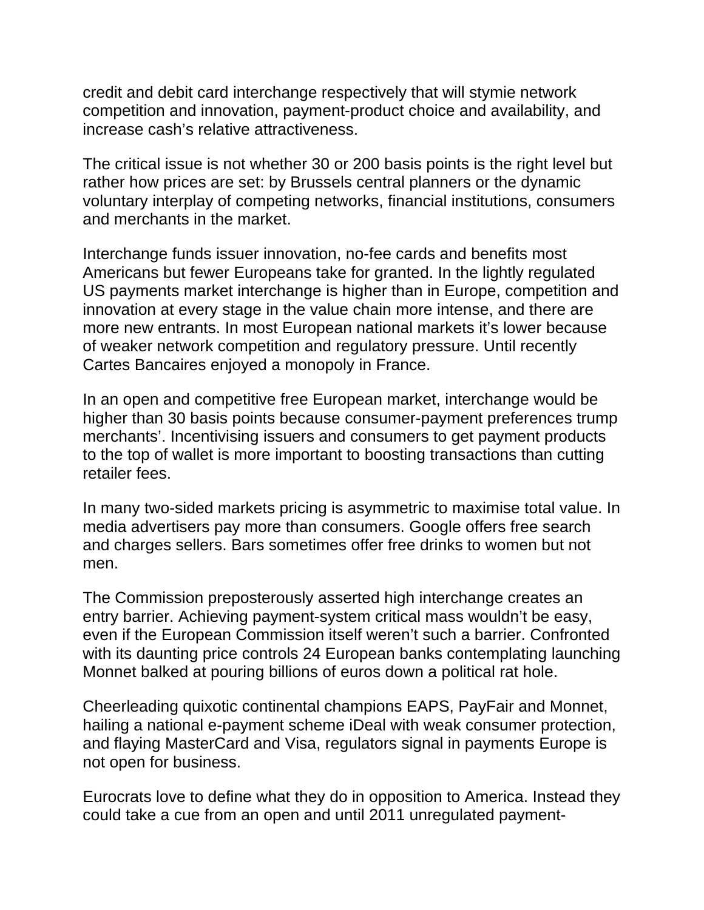credit and debit card interchange respectively that will stymie network competition and innovation, payment-product choice and availability, and increase cash's relative attractiveness.

The critical issue is not whether 30 or 200 basis points is the right level but rather how prices are set: by Brussels central planners or the dynamic voluntary interplay of competing networks, financial institutions, consumers and merchants in the market.

Interchange funds issuer innovation, no-fee cards and benefits most Americans but fewer Europeans take for granted. In the lightly regulated US payments market interchange is higher than in Europe, competition and innovation at every stage in the value chain more intense, and there are more new entrants. In most European national markets it's lower because of weaker network competition and regulatory pressure. Until recently Cartes Bancaires enjoyed a monopoly in France.

In an open and competitive free European market, interchange would be higher than 30 basis points because consumer-payment preferences trump merchants'. Incentivising issuers and consumers to get payment products to the top of wallet is more important to boosting transactions than cutting retailer fees.

In many two-sided markets pricing is asymmetric to maximise total value. In media advertisers pay more than consumers. Google offers free search and charges sellers. Bars sometimes offer free drinks to women but not men.

The Commission preposterously asserted high interchange creates an entry barrier. Achieving payment-system critical mass wouldn't be easy, even if the European Commission itself weren't such a barrier. Confronted with its daunting price controls 24 European banks contemplating launching Monnet balked at pouring billions of euros down a political rat hole.

Cheerleading quixotic continental champions EAPS, PayFair and Monnet, hailing a national e-payment scheme iDeal with weak consumer protection, and flaying MasterCard and Visa, regulators signal in payments Europe is not open for business.

Eurocrats love to define what they do in opposition to America. Instead they could take a cue from an open and until 2011 unregulated payment-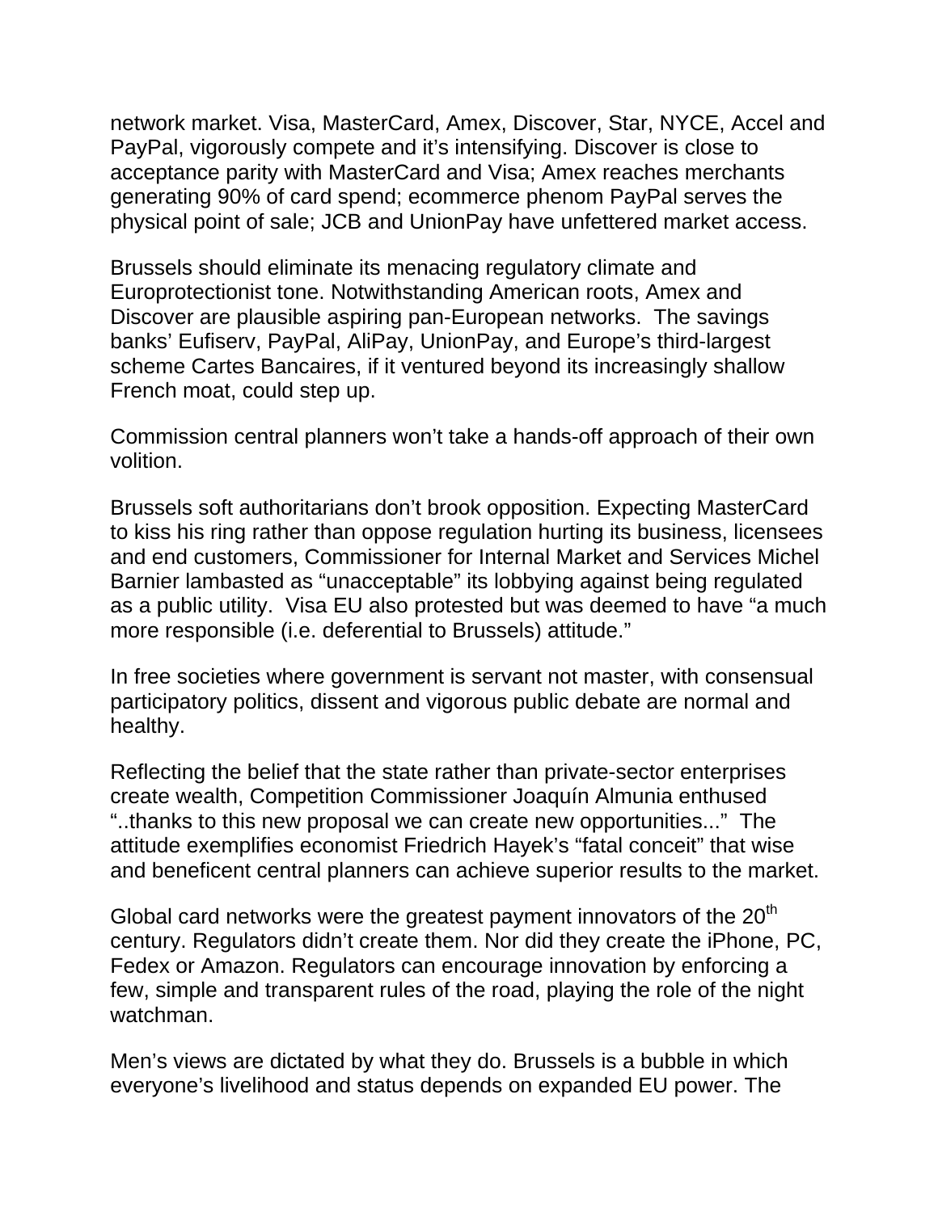network market. Visa, MasterCard, Amex, Discover, Star, NYCE, Accel and PayPal, vigorously compete and it's intensifying. Discover is close to acceptance parity with MasterCard and Visa; Amex reaches merchants generating 90% of card spend; ecommerce phenom PayPal serves the physical point of sale; JCB and UnionPay have unfettered market access.

Brussels should eliminate its menacing regulatory climate and Europrotectionist tone. Notwithstanding American roots, Amex and Discover are plausible aspiring pan-European networks. The savings banks' Eufiserv, PayPal, AliPay, UnionPay, and Europe's third-largest scheme Cartes Bancaires, if it ventured beyond its increasingly shallow French moat, could step up.

Commission central planners won't take a hands-off approach of their own volition.

Brussels soft authoritarians don't brook opposition. Expecting MasterCard to kiss his ring rather than oppose regulation hurting its business, licensees and end customers, Commissioner for Internal Market and Services Michel Barnier lambasted as "unacceptable" its lobbying against being regulated as a public utility. Visa EU also protested but was deemed to have "a much more responsible (i.e. deferential to Brussels) attitude."

In free societies where government is servant not master, with consensual participatory politics, dissent and vigorous public debate are normal and healthy.

Reflecting the belief that the state rather than private-sector enterprises create wealth, Competition Commissioner Joaquín Almunia enthused "..thanks to this new proposal we can create new opportunities..." The attitude exemplifies economist Friedrich Hayek's "fatal conceit" that wise and beneficent central planners can achieve superior results to the market.

Global card networks were the greatest payment innovators of the 20th century. Regulators didn't create them. Nor did they create the iPhone, PC, Fedex or Amazon. Regulators can encourage innovation by enforcing a few, simple and transparent rules of the road, playing the role of the night watchman.

Men's views are dictated by what they do. Brussels is a bubble in which everyone's livelihood and status depends on expanded EU power. The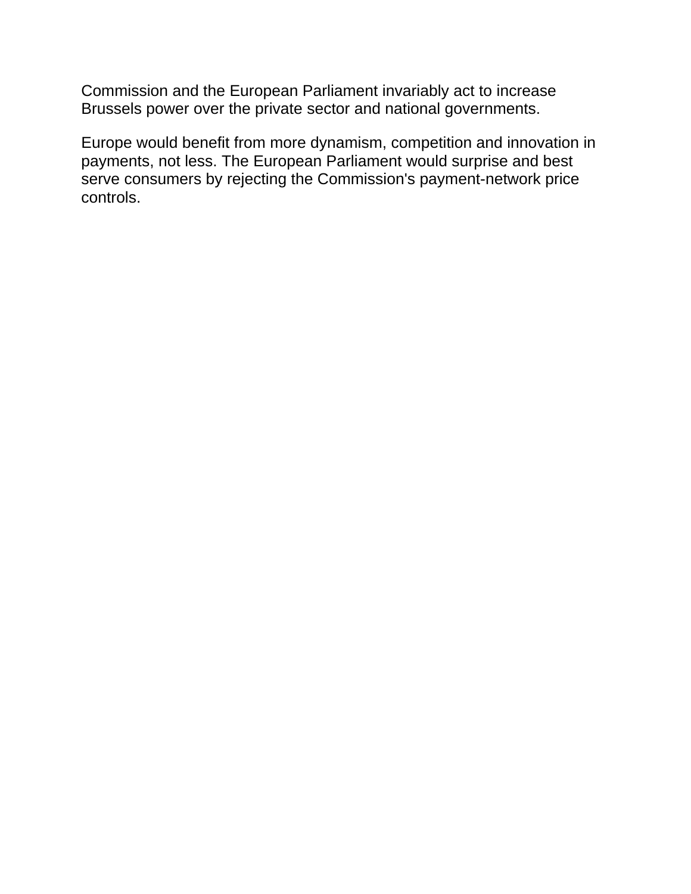Commission and the European Parliament invariably act to increase Brussels power over the private sector and national governments.

Europe would benefit from more dynamism, competition and innovation in payments, not less. The European Parliament would surprise and best serve consumers by rejecting the Commission's payment-network price controls.